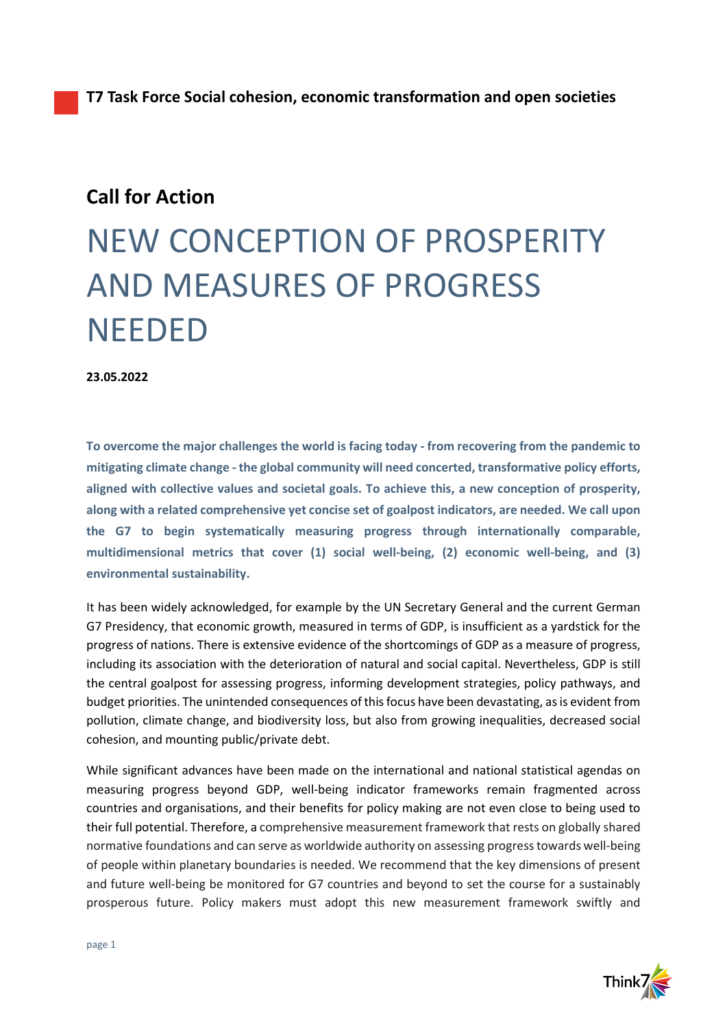**T7 Task Force Social cohesion, economic transformation and open societies**

## Call for Action

# NEW CONCEPTION OF PROSPERITY AND MEASURES OF PROGRESS NEEDED

**23.05.2022**

**To overcome the major challenges the world is facing today - from recovering from the pandemic to mitigating climate change - the global community will need concerted, transformative policy efforts, aligned with collective values and societal goals. To achieve this, a new conception of prosperity, along with a related comprehensive yet concise set of goalpost indicators, are needed. We call upon the G7 to begin systematically measuring progress through internationally comparable, multidimensional metrics that cover (1) social well-being, (2) economic well-being, and (3) environmental sustainability.**

It has been widely acknowledged, for example by the UN Secretary General and the current German G7 Presidency, that economic growth, measured in terms of GDP, is insufficient as a yardstick for the progress of nations. There is extensive evidence of the shortcomings of GDP as a measure of progress, including its association with the deterioration of natural and social capital. Nevertheless, GDP is still the central goalpost for assessing progress, informing development strategies, policy pathways, and budget priorities. The unintended consequences of this focus have been devastating, as is evident from pollution, climate change, and biodiversity loss, but also from growing inequalities, decreased social cohesion, and mounting public/private debt.

While significant advances have been made on the international and national statistical agendas on measuring progress beyond GDP, well-being indicator frameworks remain fragmented across countries and organisations, and their benefits for policy making are not even close to being used to their full potential. Therefore, a comprehensive measurement framework that rests on globally shared normative foundations and can serve as worldwide authority on assessing progress towards well-being of people within planetary boundaries is needed. We recommend that the key dimensions of present and future well-being be monitored for G7 countries and beyond to set the course for a sustainably prosperous future. Policy makers must adopt this new measurement framework swiftly and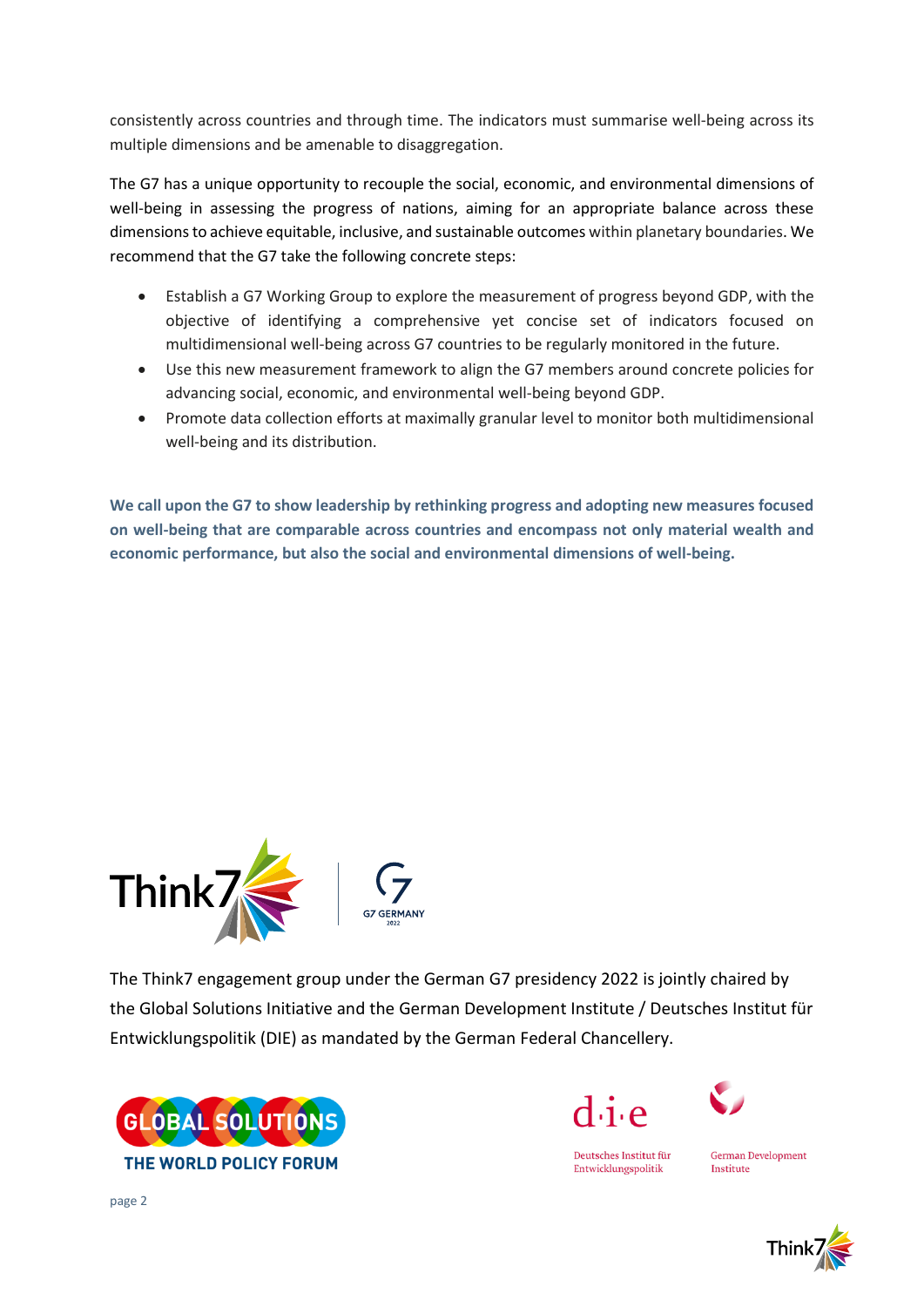consistently across countries and through time. The indicators must summarise well-being across its multiple dimensions and be amenable to disaggregation.

The G7 has a unique opportunity to recouple the social, economic, and environmental dimensions of well-being in assessing the progress of nations, aiming for an appropriate balance across these dimensions to achieve equitable, inclusive, and sustainable outcomes within planetary boundaries. We recommend that the G7 take the following concrete steps:

- Establish a G7 Working Group to explore the measurement of progress beyond GDP, with the objective of identifying a comprehensive yet concise set of indicators focused on multidimensional well-being across G7 countries to be regularly monitored in the future.
- Use this new measurement framework to align the G7 members around concrete policies for advancing social, economic, and environmental well-being beyond GDP.
- Promote data collection efforts at maximally granular level to monitor both multidimensional well-being and its distribution.

**We call upon the G7 to show leadership by rethinking progress and adopting new measures focused on well-being that are comparable across countries and encompass not only material wealth and economic performance, but also the social and environmental dimensions of well-being.**

The Think7 engagement group under the German G7 presidency 2022 is jointly chaired by the Global Solutions Initiative and the German Development Institute / Deutsches Institut für Entwicklungspolitik (DIE) as mandated by the German Federal Chancellery.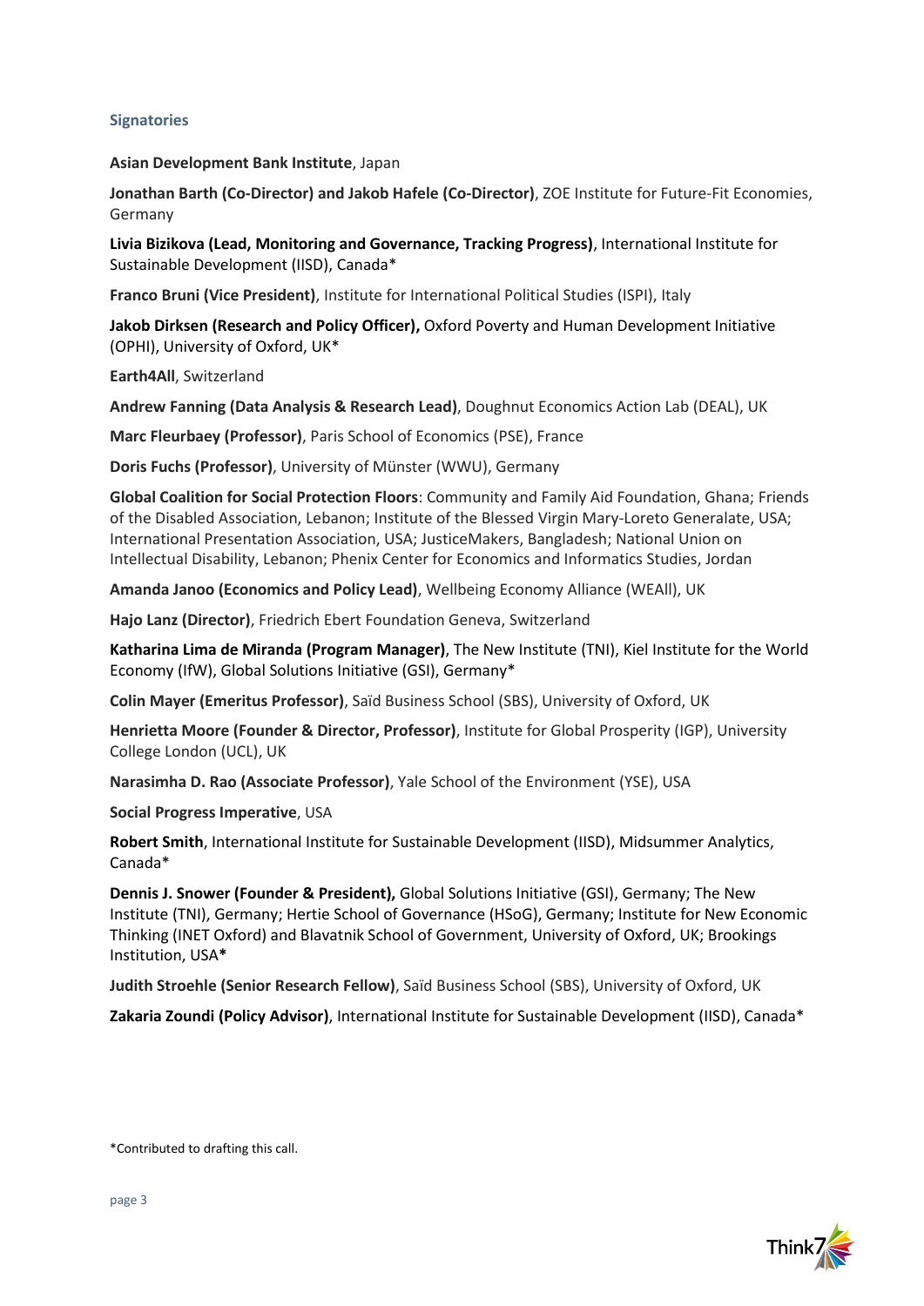## Signatories

**Asian Development Bank Institute**, Japan

**Jonathan Barth (Co-Director) and Jakob Hafele (Co-Director)**, ZOE Institute for Future-Fit Economies, Germany

**Livia Bizikova (Lead, Monitoring and Governance, Tracking Progress)**, International Institute for Sustainable Development (IISD), Canada*

**Franco Bruni (Vice President)**, Institute for International Political Studies (ISPI), Italy

**Jakob Dirksen (Research and Policy Officer),** Oxford Poverty and Human Development Initiative (OPHI), University of Oxford, UK*

**Earth4All**, Switzerland

**Andrew Fanning (Data Analysis & Research Lead)**, Doughnut Economics Action Lab (DEAL), UK

**Marc Fleurbaey (Professor)**, Paris School of Economics (PSE), France

**Doris Fuchs (Professor)**, University of Münster (WWU), Germany

**Global Coalition for Social Protection Floors**: Community and Family Aid Foundation, Ghana; Friends of the Disabled Association, Lebanon; Institute of the Blessed Virgin Mary-Loreto Generalate, USA; International Presentation Association, USA; JusticeMakers, Bangladesh; National Union on Intellectual Disability, Lebanon; Phenix Center for Economics and Informatics Studies, Jordan

**Amanda Janoo (Economics and Policy Lead)**, Wellbeing Economy Alliance (WEAll), UK

**Hajo Lanz (Director)**, Friedrich Ebert Foundation Geneva, Switzerland

**Katharina Lima de Miranda (Program Manager)**, The New Institute (TNI), Kiel Institute for the World Economy (IfW), Global Solutions Initiative (GSI), Germany*

**Colin Mayer (Emeritus Professor)**, Saïd Business School (SBS), University of Oxford, UK

**Henrietta Moore (Founder & Director, Professor)**, Institute for Global Prosperity (IGP), University College London (UCL), UK

**Narasimha D. Rao (Associate Professor)**, Yale School of the Environment (YSE), USA

**Social Progress Imperative**, USA

**Robert Smith**, International Institute for Sustainable Development (IISD), Midsummer Analytics, Canada*

**Dennis J. Snower (Founder & President),** Global Solutions Initiative (GSI), Germany; The New Institute (TNI), Germany; Hertie School of Governance (HSoG), Germany; Institute for New Economic Thinking (INET Oxford) and Blavatnik School of Government, University of Oxford, UK; Brookings Institution, USA*

**Judith Stroehle (Senior Research Fellow)**, Saïd Business School (SBS), University of Oxford, UK

**Zakaria Zoundi (Policy Advisor)**, International Institute for Sustainable Development (IISD), Canada*

*Contributed to drafting this call.